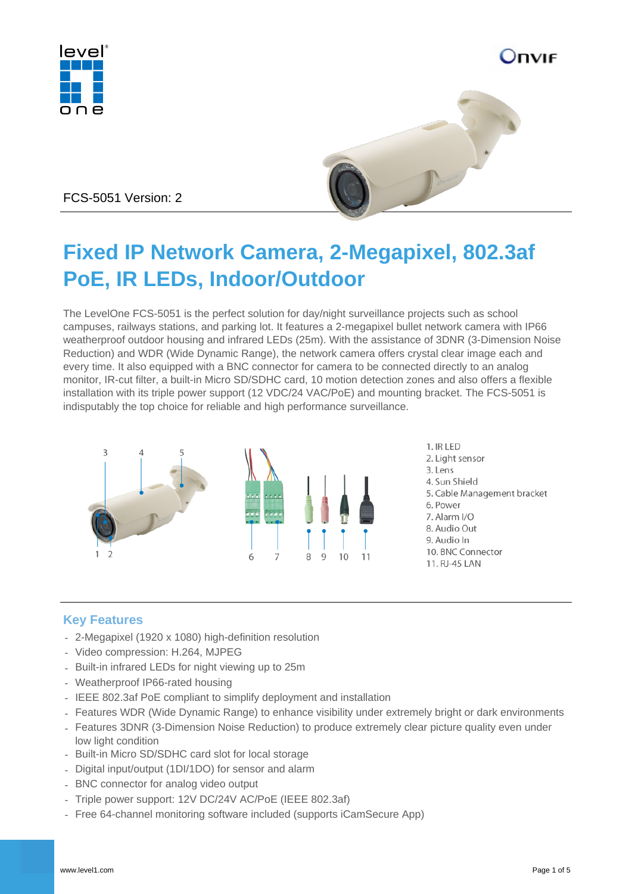FCS-5051 Version: 2

# Fixed IP Network Camera, 2-Megapixel, 802.3af PoE, IR LEDs, Indoor/Outdoor

The LevelOne FCS-5051 is the perfect solution for day/night surveillance projects such as school campuses, railways stations, and parking lot. It features a 2-megapixel bullet network camera with IP66 weatherproof outdoor housing and infrared LEDs (25m). With the assistance of 3DNR (3-Dimension Noise Reduction) and WDR (Wide Dynamic Range), the network camera offers crystal clear image each and every time. It also equipped with a BNC connector for camera to be connected directly to an analog monitor, IR-cut filter, a built-in Micro SD/SDHC card, 10 motion detection zones and also offers a flexible installation with its triple power support (12 VDC/24 VAC/PoE) and mounting bracket. The FCS-5051 is indisputably the top choice for reliable and high performance surveillance.

1. IR LED
2. Light sensor
3. Lens
4. Sun Shield
5. Cable Management bracket
6. Power
7. Alarm I/O
8. Audio Out
9. Audio In
10. BNC Connector
11. RJ-45 LAN

## Key Features

- 2-Megapixel (1920 x 1080) high-definition resolution
- Video compression: H.264, MJPEG
- Built-in infrared LEDs for night viewing up to 25m
- Weatherproof IP66-rated housing
- IEEE 802.3af PoE compliant to simplify deployment and installation
- Features WDR (Wide Dynamic Range) to enhance visibility under extremely bright or dark environments
- Features 3DNR (3-Dimension Noise Reduction) to produce extremely clear picture quality even under low light condition
- Built-in Micro SD/SDHC card slot for local storage
- Digital input/output (1DI/1DO) for sensor and alarm
- BNC connector for analog video output
- Triple power support: 12V DC/24V AC/PoE (IEEE 802.3af)
- Free 64-channel monitoring software included (supports iCamSecure App)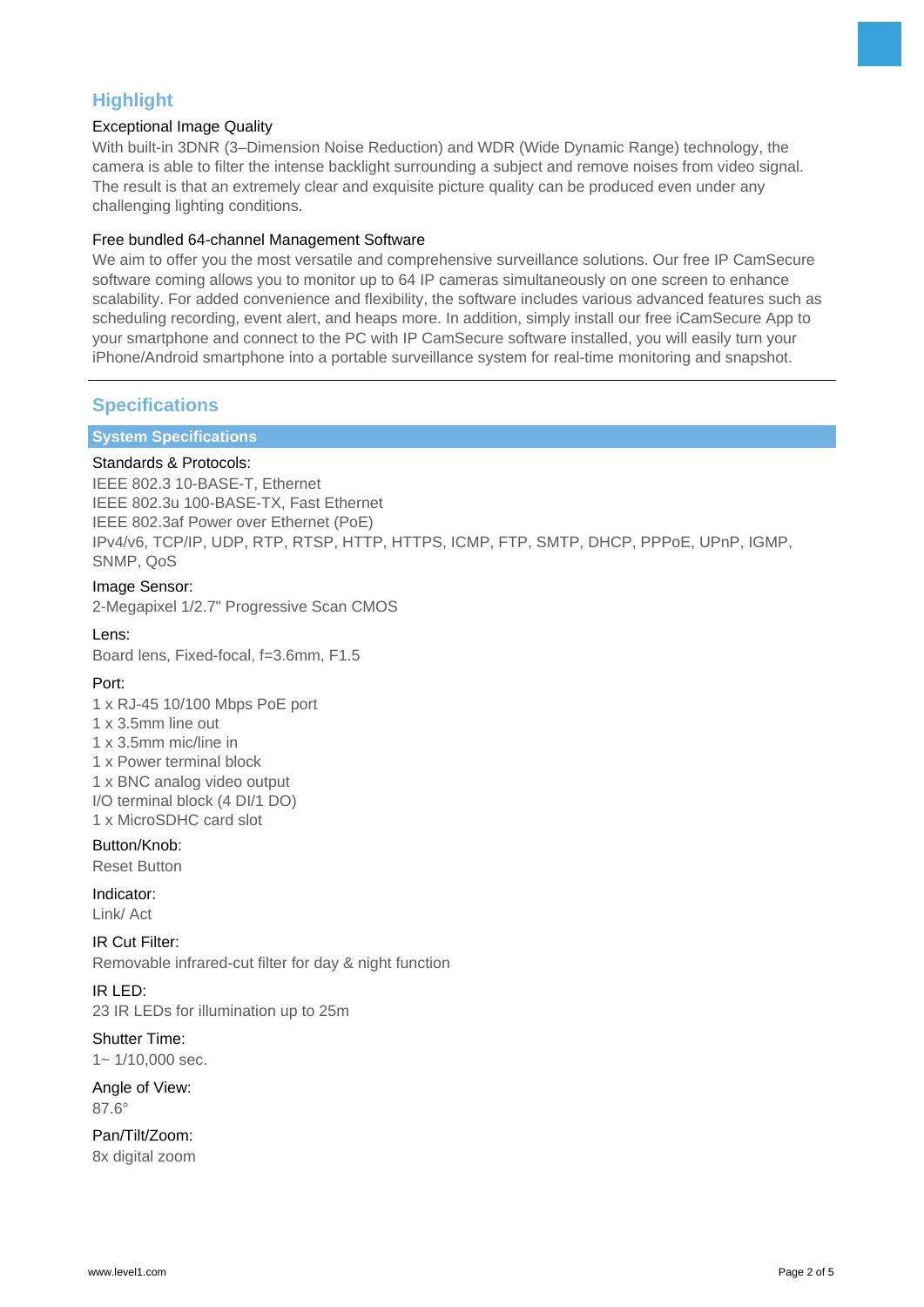## Highlight

### Exceptional Image Quality

With built-in 3DNR (3–Dimension Noise Reduction) and WDR (Wide Dynamic Range) technology, the camera is able to filter the intense backlight surrounding a subject and remove noises from video signal. The result is that an extremely clear and exquisite picture quality can be produced even under any challenging lighting conditions.

### Free bundled 64-channel Management Software

We aim to offer you the most versatile and comprehensive surveillance solutions. Our free IP CamSecure software coming allows you to monitor up to 64 IP cameras simultaneously on one screen to enhance scalability. For added convenience and flexibility, the software includes various advanced features such as scheduling recording, event alert, and heaps more. In addition, simply install our free iCamSecure App to your smartphone and connect to the PC with IP CamSecure software installed, you will easily turn your iPhone/Android smartphone into a portable surveillance system for real-time monitoring and snapshot.

---

## Specifications

### System Specifications

**Standards & Protocols:**

IEEE 802.3 10-BASE-T, Ethernet
IEEE 802.3u 100-BASE-TX, Fast Ethernet
IEEE 802.3af Power over Ethernet (PoE)
IPv4/v6, TCP/IP, UDP, RTP, RTSP, HTTP, HTTPS, ICMP, FTP, SMTP, DHCP, PPPoE, UPnP, IGMP, SNMP, QoS

**Image Sensor:**

2-Megapixel 1/2.7" Progressive Scan CMOS

**Lens:**

Board lens, Fixed-focal, f=3.6mm, F1.5

**Port:**

1 x RJ-45 10/100 Mbps PoE port
1 x 3.5mm line out
1 x 3.5mm mic/line in
1 x Power terminal block
1 x BNC analog video output
I/O terminal block (4 DI/1 DO)
1 x MicroSDHC card slot

**Button/Knob:**

Reset Button

**Indicator:**

Link/ Act

**IR Cut Filter:**

Removable infrared-cut filter for day & night function

**IR LED:**

23 IR LEDs for illumination up to 25m

**Shutter Time:**

1~ 1/10,000 sec.

**Angle of View:**

87.6°

**Pan/Tilt/Zoom:**

8x digital zoom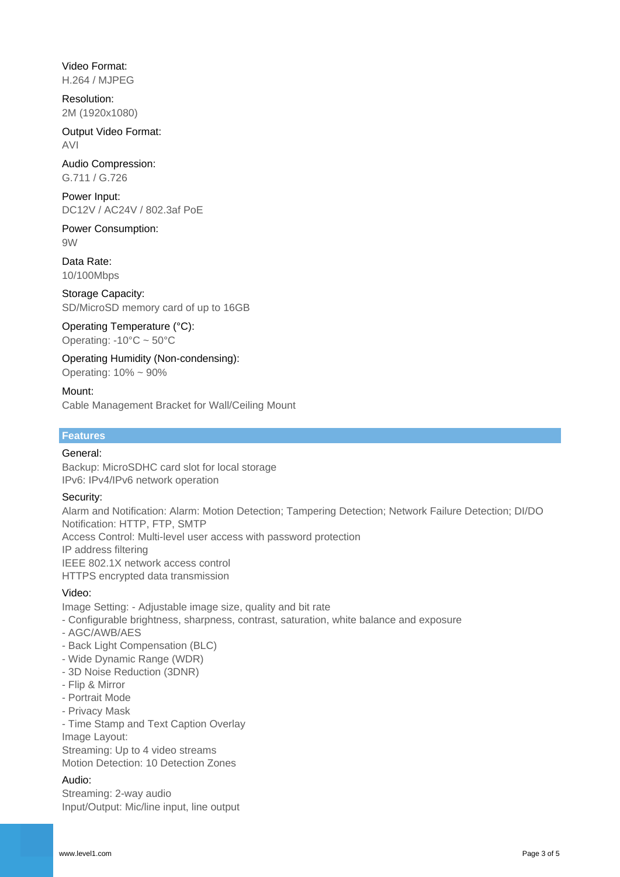Video Format:
H.264 / MJPEG

Resolution:
2M (1920x1080)

Output Video Format:
AVI

Audio Compression:
G.711 / G.726

Power Input:
DC12V / AC24V / 802.3af PoE

Power Consumption:
9W

Data Rate:
10/100Mbps

Storage Capacity:
SD/MicroSD memory card of up to 16GB

Operating Temperature (°C):
Operating: -10°C ~ 50°C

Operating Humidity (Non-condensing):
Operating: 10% ~ 90%

Mount:
Cable Management Bracket for Wall/Ceiling Mount

## Features

General:
Backup: MicroSDHC card slot for local storage
IPv6: IPv4/IPv6 network operation

Security:
Alarm and Notification: Alarm: Motion Detection; Tampering Detection; Network Failure Detection; DI/DO
Notification: HTTP, FTP, SMTP
Access Control: Multi-level user access with password protection
IP address filtering
IEEE 802.1X network access control
HTTPS encrypted data transmission

Video:
Image Setting: - Adjustable image size, quality and bit rate
- Configurable brightness, sharpness, contrast, saturation, white balance and exposure
- AGC/AWB/AES
- Back Light Compensation (BLC)
- Wide Dynamic Range (WDR)
- 3D Noise Reduction (3DNR)
- Flip & Mirror
- Portrait Mode
- Privacy Mask
- Time Stamp and Text Caption Overlay
Image Layout:
Streaming: Up to 4 video streams
Motion Detection: 10 Detection Zones

Audio:
Streaming: 2-way audio
Input/Output: Mic/line input, line output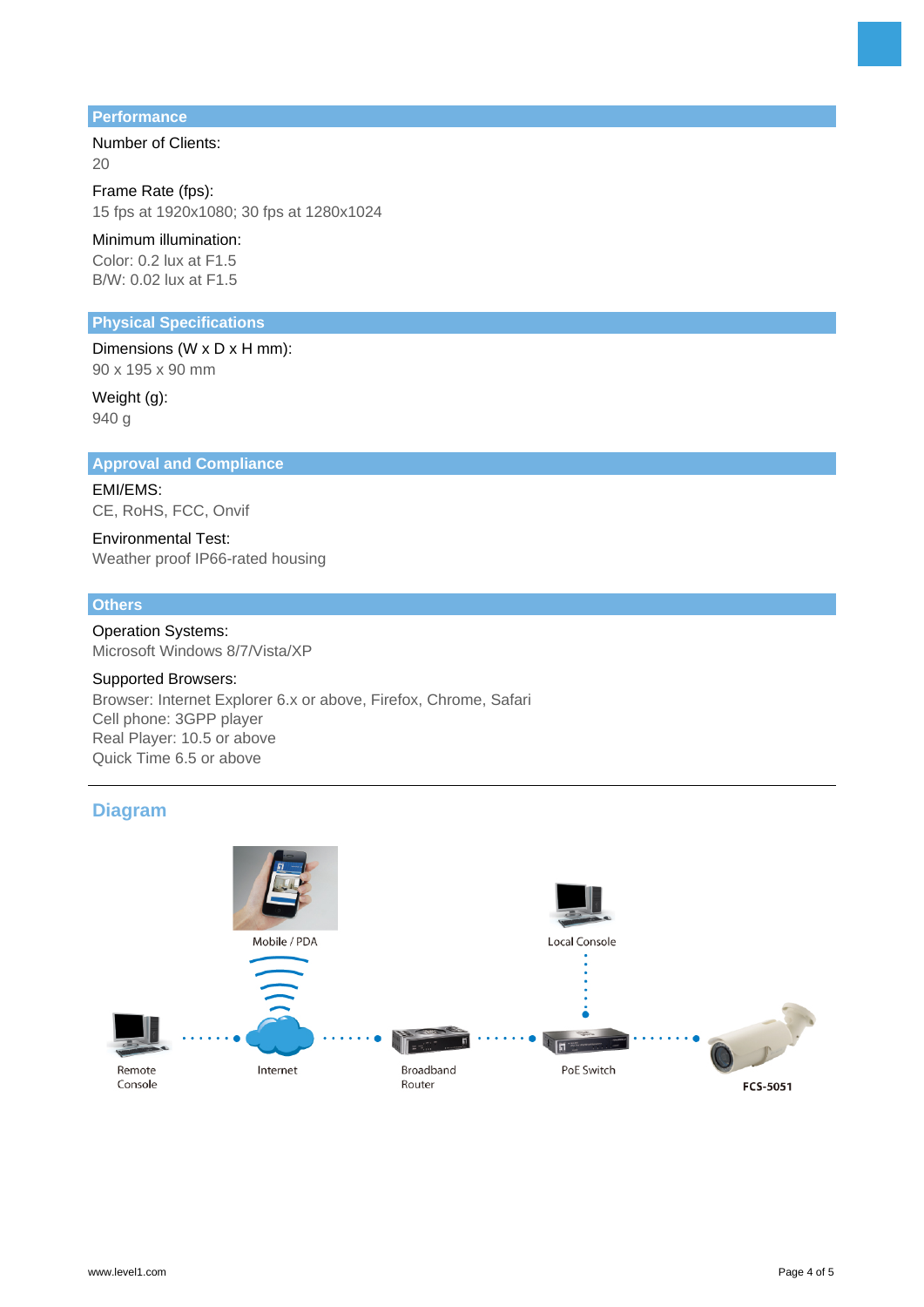## Performance

Number of Clients:
20

Frame Rate (fps):
15 fps at 1920x1080; 30 fps at 1280x1024

Minimum illumination:
Color: 0.2 lux at F1.5
B/W: 0.02 lux at F1.5

## Physical Specifications

Dimensions (W x D x H mm):
90 x 195 x 90 mm

Weight (g):
940 g

## Approval and Compliance

EMI/EMS:
CE, RoHS, FCC, Onvif

Environmental Test:
Weather proof IP66-rated housing

## Others

Operation Systems:
Microsoft Windows 8/7/Vista/XP

Supported Browsers:
Browser: Internet Explorer 6.x or above, Firefox, Chrome, Safari
Cell phone: 3GPP player
Real Player: 10.5 or above
Quick Time 6.5 or above

---

## Diagram

Mobile / PDA

Local Console

Remote Console

Internet

Broadband Router

PoE Switch

FCS-5051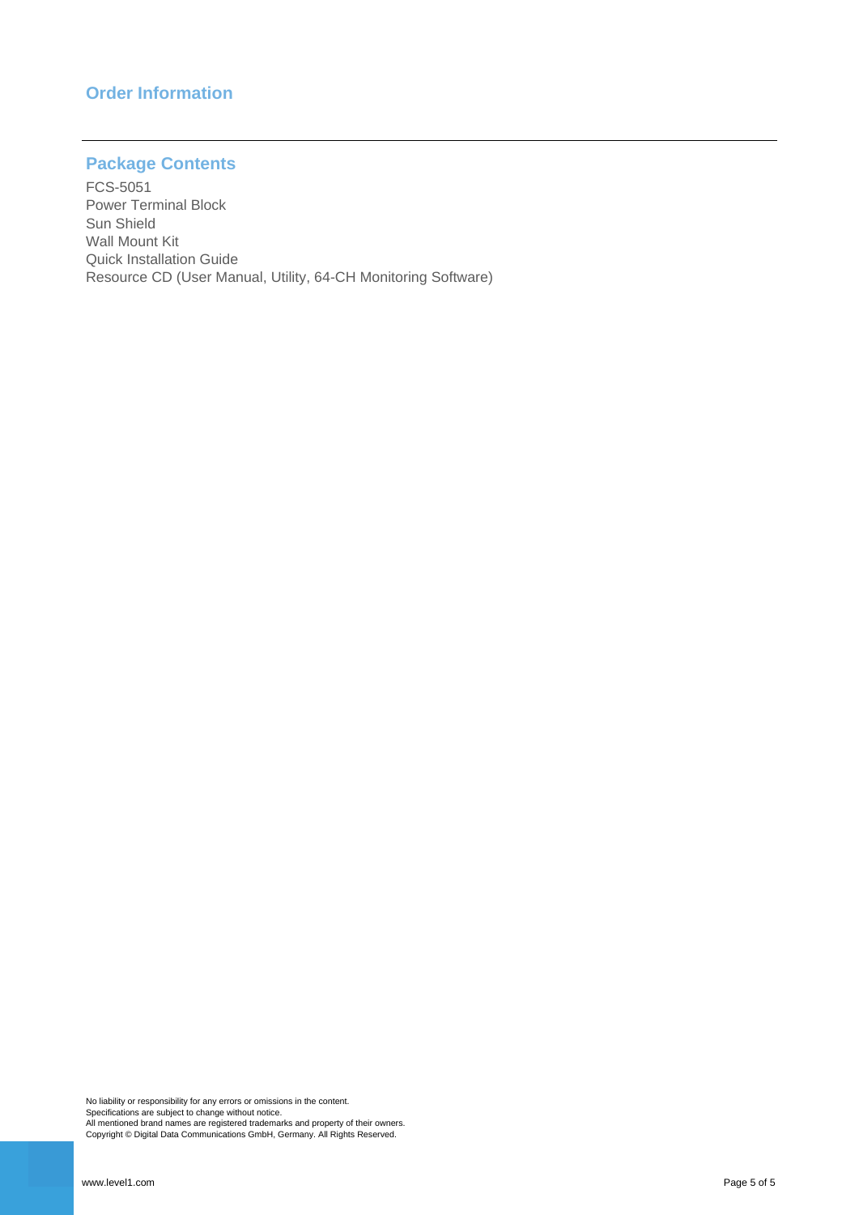## Order Information

## Package Contents

FCS-5051
Power Terminal Block
Sun Shield
Wall Mount Kit
Quick Installation Guide
Resource CD (User Manual, Utility, 64-CH Monitoring Software)

No liability or responsibility for any errors or omissions in the content.
Specifications are subject to change without notice.
All mentioned brand names are registered trademarks and property of their owners.
Copyright © Digital Data Communications GmbH, Germany. All Rights Reserved.